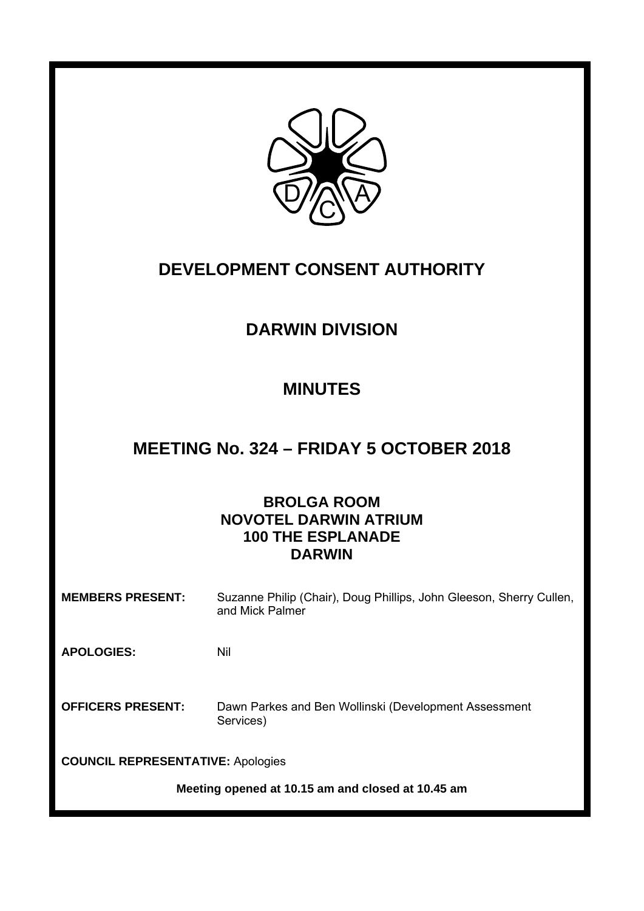# DEVELOPMENT CONSENT AUTHORITY

## DARWIN DIVISION

## MINUTES

## MEETING No. 324 – FRIDAY 5 OCTOBER 2018

**BROLGA ROOM**
**NOVOTEL DARWIN ATRIUM**
**100 THE ESPLANADE**
**DARWIN**

**MEMBERS PRESENT:** Suzanne Philip (Chair), Doug Phillips, John Gleeson, Sherry Cullen, and Mick Palmer

**APOLOGIES:** Nil

**OFFICERS PRESENT:** Dawn Parkes and Ben Wollinski (Development Assessment Services)

**COUNCIL REPRESENTATIVE:** Apologies

**Meeting opened at 10.15 am and closed at 10.45 am**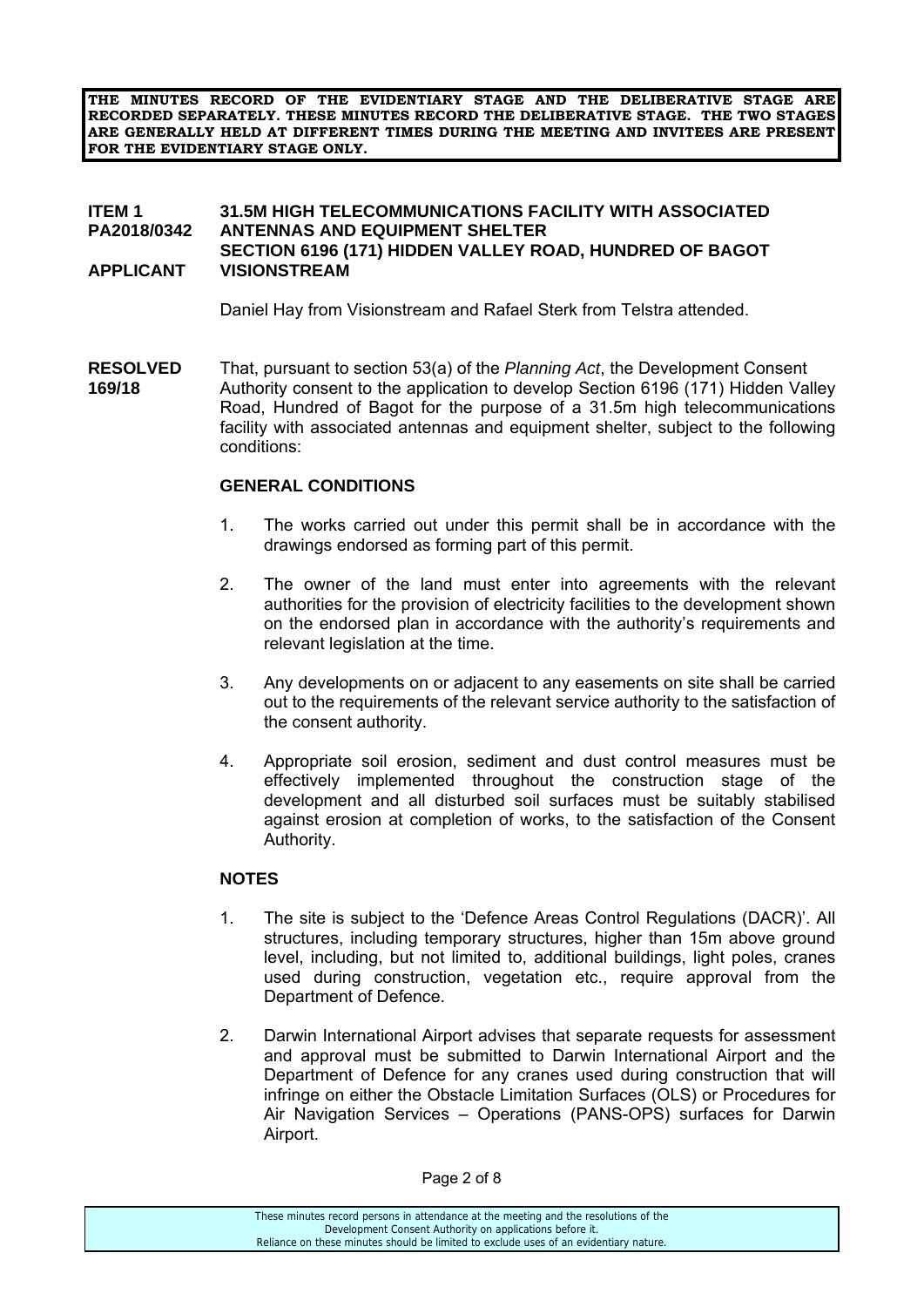**THE MINUTES RECORD OF THE EVIDENTIARY STAGE AND THE DELIBERATIVE STAGE ARE RECORDED SEPARATELY. THESE MINUTES RECORD THE DELIBERATIVE STAGE. THE TWO STAGES ARE GENERALLY HELD AT DIFFERENT TIMES DURING THE MEETING AND INVITEES ARE PRESENT FOR THE EVIDENTIARY STAGE ONLY.**

**ITEM 1 PA2018/0342** **31.5M HIGH TELECOMMUNICATIONS FACILITY WITH ASSOCIATED ANTENNAS AND EQUIPMENT SHELTER SECTION 6196 (171) HIDDEN VALLEY ROAD, HUNDRED OF BAGOT**

**APPLICANT** **VISIONSTREAM**

Daniel Hay from Visionstream and Rafael Sterk from Telstra attended.

**RESOLVED 169/18**

That, pursuant to section 53(a) of the *Planning Act*, the Development Consent Authority consent to the application to develop Section 6196 (171) Hidden Valley Road, Hundred of Bagot for the purpose of a 31.5m high telecommunications facility with associated antennas and equipment shelter, subject to the following conditions:

**GENERAL CONDITIONS**

1. The works carried out under this permit shall be in accordance with the drawings endorsed as forming part of this permit.

2. The owner of the land must enter into agreements with the relevant authorities for the provision of electricity facilities to the development shown on the endorsed plan in accordance with the authority's requirements and relevant legislation at the time.

3. Any developments on or adjacent to any easements on site shall be carried out to the requirements of the relevant service authority to the satisfaction of the consent authority.

4. Appropriate soil erosion, sediment and dust control measures must be effectively implemented throughout the construction stage of the development and all disturbed soil surfaces must be suitably stabilised against erosion at completion of works, to the satisfaction of the Consent Authority.

**NOTES**

1. The site is subject to the 'Defence Areas Control Regulations (DACR)'. All structures, including temporary structures, higher than 15m above ground level, including, but not limited to, additional buildings, light poles, cranes used during construction, vegetation etc., require approval from the Department of Defence.

2. Darwin International Airport advises that separate requests for assessment and approval must be submitted to Darwin International Airport and the Department of Defence for any cranes used during construction that will infringe on either the Obstacle Limitation Surfaces (OLS) or Procedures for Air Navigation Services – Operations (PANS-OPS) surfaces for Darwin Airport.

These minutes record persons in attendance at the meeting and the resolutions of the Development Consent Authority on applications before it. Reliance on these minutes should be limited to exclude uses of an evidentiary nature.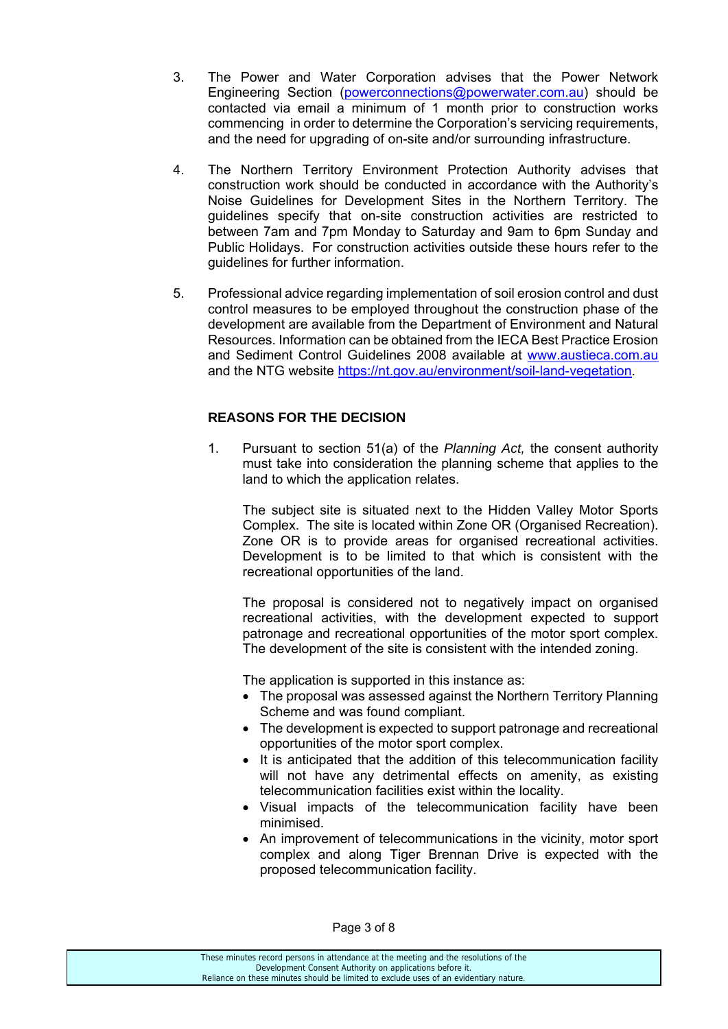3. The Power and Water Corporation advises that the Power Network Engineering Section (powerconnections@powerwater.com.au) should be contacted via email a minimum of 1 month prior to construction works commencing in order to determine the Corporation's servicing requirements, and the need for upgrading of on-site and/or surrounding infrastructure.

4. The Northern Territory Environment Protection Authority advises that construction work should be conducted in accordance with the Authority's Noise Guidelines for Development Sites in the Northern Territory. The guidelines specify that on-site construction activities are restricted to between 7am and 7pm Monday to Saturday and 9am to 6pm Sunday and Public Holidays. For construction activities outside these hours refer to the guidelines for further information.

5. Professional advice regarding implementation of soil erosion control and dust control measures to be employed throughout the construction phase of the development are available from the Department of Environment and Natural Resources. Information can be obtained from the IECA Best Practice Erosion and Sediment Control Guidelines 2008 available at www.austieca.com.au and the NTG website https://nt.gov.au/environment/soil-land-vegetation.

**REASONS FOR THE DECISION**

1. Pursuant to section 51(a) of the *Planning Act,* the consent authority must take into consideration the planning scheme that applies to the land to which the application relates.

   The subject site is situated next to the Hidden Valley Motor Sports Complex. The site is located within Zone OR (Organised Recreation). Zone OR is to provide areas for organised recreational activities. Development is to be limited to that which is consistent with the recreational opportunities of the land.

   The proposal is considered not to negatively impact on organised recreational activities, with the development expected to support patronage and recreational opportunities of the motor sport complex. The development of the site is consistent with the intended zoning.

   The application is supported in this instance as:

   - The proposal was assessed against the Northern Territory Planning Scheme and was found compliant.
   - The development is expected to support patronage and recreational opportunities of the motor sport complex.
   - It is anticipated that the addition of this telecommunication facility will not have any detrimental effects on amenity, as existing telecommunication facilities exist within the locality.
   - Visual impacts of the telecommunication facility have been minimised.
   - An improvement of telecommunications in the vicinity, motor sport complex and along Tiger Brennan Drive is expected with the proposed telecommunication facility.

These minutes record persons in attendance at the meeting and the resolutions of the Development Consent Authority on applications before it. Reliance on these minutes should be limited to exclude uses of an evidentiary nature.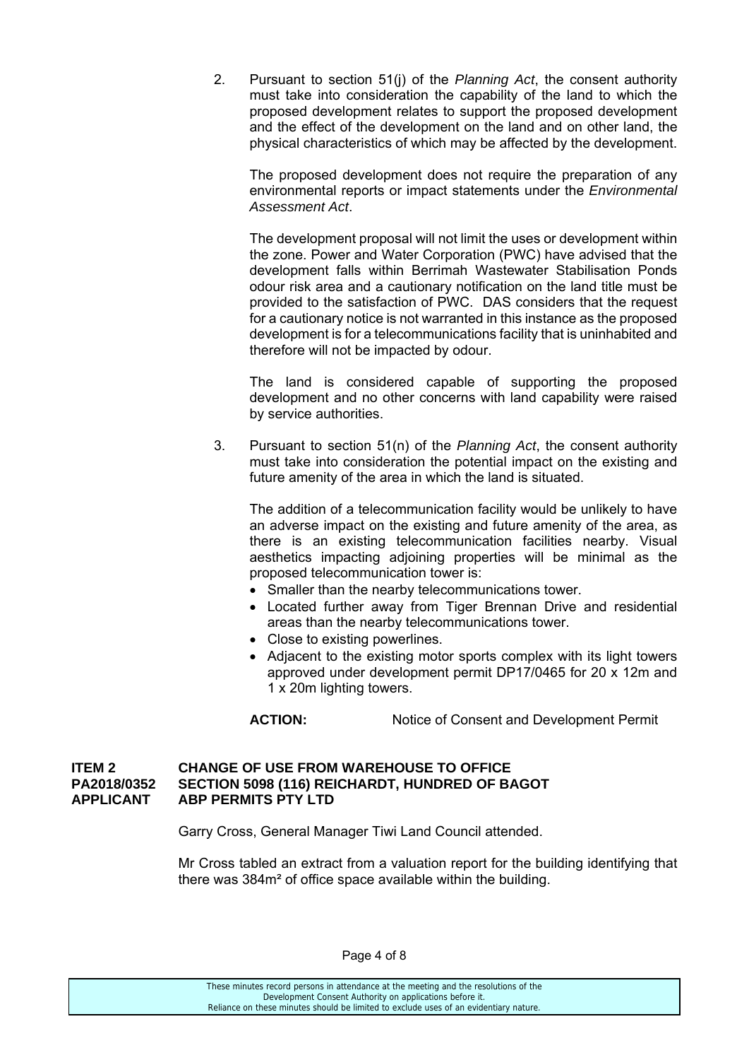2. Pursuant to section 51(j) of the *Planning Act*, the consent authority must take into consideration the capability of the land to which the proposed development relates to support the proposed development and the effect of the development on the land and on other land, the physical characteristics of which may be affected by the development.

   The proposed development does not require the preparation of any environmental reports or impact statements under the *Environmental Assessment Act*.

   The development proposal will not limit the uses or development within the zone. Power and Water Corporation (PWC) have advised that the development falls within Berrimah Wastewater Stabilisation Ponds odour risk area and a cautionary notification on the land title must be provided to the satisfaction of PWC. DAS considers that the request for a cautionary notice is not warranted in this instance as the proposed development is for a telecommunications facility that is uninhabited and therefore will not be impacted by odour.

   The land is considered capable of supporting the proposed development and no other concerns with land capability were raised by service authorities.

3. Pursuant to section 51(n) of the *Planning Act*, the consent authority must take into consideration the potential impact on the existing and future amenity of the area in which the land is situated.

   The addition of a telecommunication facility would be unlikely to have an adverse impact on the existing and future amenity of the area, as there is an existing telecommunication facilities nearby. Visual aesthetics impacting adjoining properties will be minimal as the proposed telecommunication tower is:

   - Smaller than the nearby telecommunications tower.
   - Located further away from Tiger Brennan Drive and residential areas than the nearby telecommunications tower.
   - Close to existing powerlines.
   - Adjacent to the existing motor sports complex with its light towers approved under development permit DP17/0465 for 20 x 12m and 1 x 20m lighting towers.

**ACTION:** Notice of Consent and Development Permit

**ITEM 2** **CHANGE OF USE FROM WAREHOUSE TO OFFICE**
**PA2018/0352** **SECTION 5098 (116) REICHARDT, HUNDRED OF BAGOT**
**APPLICANT** **ABP PERMITS PTY LTD**

Garry Cross, General Manager Tiwi Land Council attended.

Mr Cross tabled an extract from a valuation report for the building identifying that there was 384m² of office space available within the building.

These minutes record persons in attendance at the meeting and the resolutions of the Development Consent Authority on applications before it.
Reliance on these minutes should be limited to exclude uses of an evidentiary nature.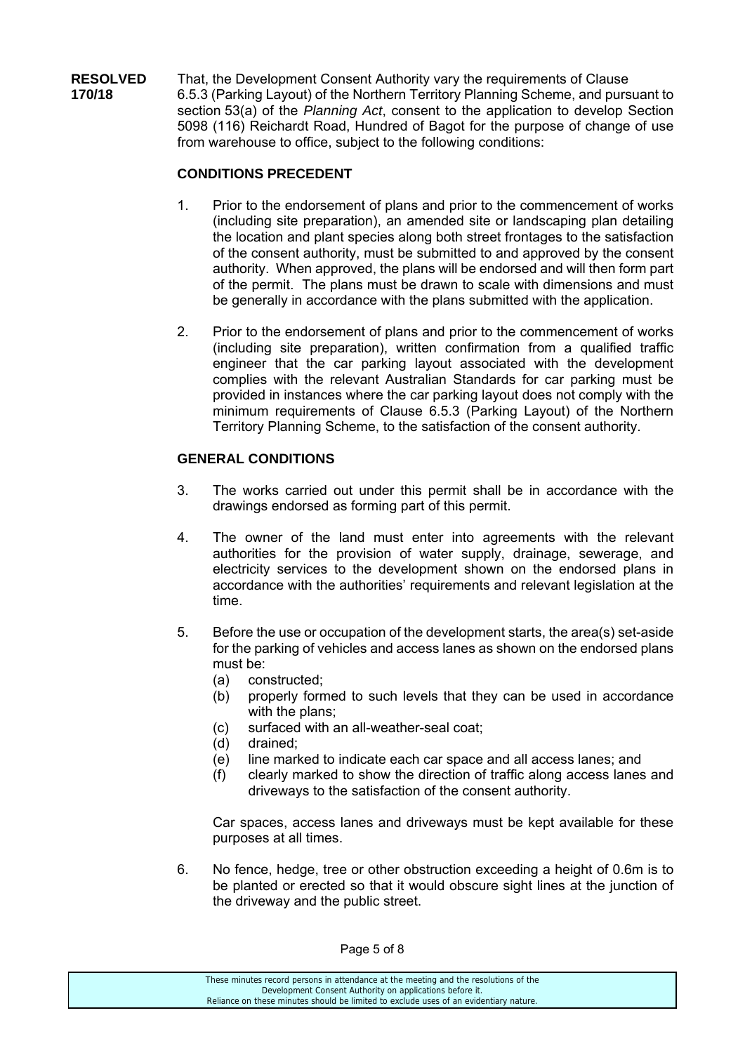**RESOLVED 170/18**

That, the Development Consent Authority vary the requirements of Clause 6.5.3 (Parking Layout) of the Northern Territory Planning Scheme, and pursuant to section 53(a) of the *Planning Act*, consent to the application to develop Section 5098 (116) Reichardt Road, Hundred of Bagot for the purpose of change of use from warehouse to office, subject to the following conditions:

**CONDITIONS PRECEDENT**

1. Prior to the endorsement of plans and prior to the commencement of works (including site preparation), an amended site or landscaping plan detailing the location and plant species along both street frontages to the satisfaction of the consent authority, must be submitted to and approved by the consent authority. When approved, the plans will be endorsed and will then form part of the permit. The plans must be drawn to scale with dimensions and must be generally in accordance with the plans submitted with the application.

2. Prior to the endorsement of plans and prior to the commencement of works (including site preparation), written confirmation from a qualified traffic engineer that the car parking layout associated with the development complies with the relevant Australian Standards for car parking must be provided in instances where the car parking layout does not comply with the minimum requirements of Clause 6.5.3 (Parking Layout) of the Northern Territory Planning Scheme, to the satisfaction of the consent authority.

**GENERAL CONDITIONS**

3. The works carried out under this permit shall be in accordance with the drawings endorsed as forming part of this permit.

4. The owner of the land must enter into agreements with the relevant authorities for the provision of water supply, drainage, sewerage, and electricity services to the development shown on the endorsed plans in accordance with the authorities' requirements and relevant legislation at the time.

5. Before the use or occupation of the development starts, the area(s) set-aside for the parking of vehicles and access lanes as shown on the endorsed plans must be:
   (a) constructed;
   (b) properly formed to such levels that they can be used in accordance with the plans;
   (c) surfaced with an all-weather-seal coat;
   (d) drained;
   (e) line marked to indicate each car space and all access lanes; and
   (f) clearly marked to show the direction of traffic along access lanes and driveways to the satisfaction of the consent authority.

   Car spaces, access lanes and driveways must be kept available for these purposes at all times.

6. No fence, hedge, tree or other obstruction exceeding a height of 0.6m is to be planted or erected so that it would obscure sight lines at the junction of the driveway and the public street.

These minutes record persons in attendance at the meeting and the resolutions of the Development Consent Authority on applications before it.
Reliance on these minutes should be limited to exclude uses of an evidentiary nature.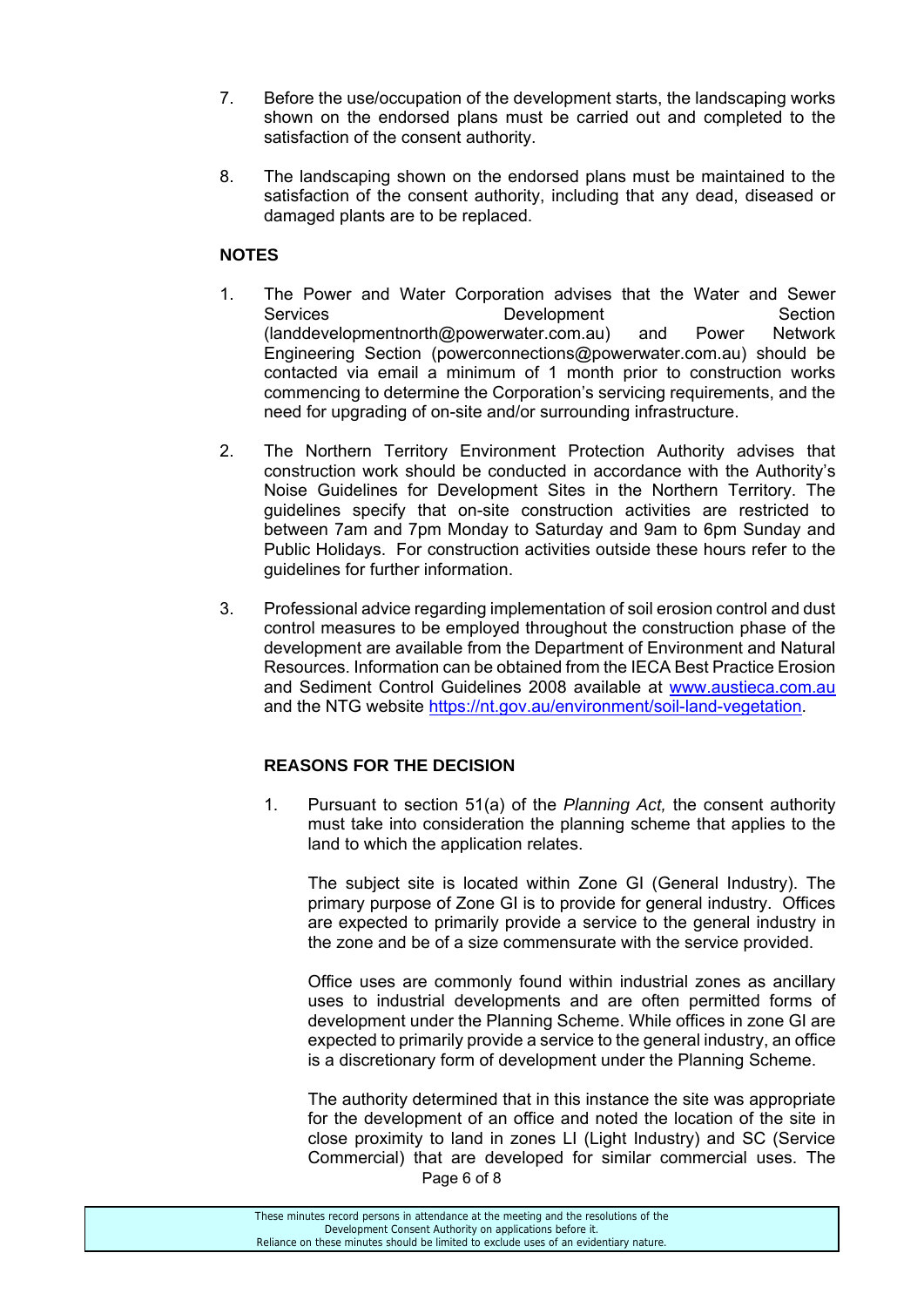7. Before the use/occupation of the development starts, the landscaping works shown on the endorsed plans must be carried out and completed to the satisfaction of the consent authority.

8. The landscaping shown on the endorsed plans must be maintained to the satisfaction of the consent authority, including that any dead, diseased or damaged plants are to be replaced.

**NOTES**

1. The Power and Water Corporation advises that the Water and Sewer Services Development Section (landdevelopmentnorth@powerwater.com.au) and Power Network Engineering Section (powerconnections@powerwater.com.au) should be contacted via email a minimum of 1 month prior to construction works commencing to determine the Corporation's servicing requirements, and the need for upgrading of on-site and/or surrounding infrastructure.

2. The Northern Territory Environment Protection Authority advises that construction work should be conducted in accordance with the Authority's Noise Guidelines for Development Sites in the Northern Territory. The guidelines specify that on-site construction activities are restricted to between 7am and 7pm Monday to Saturday and 9am to 6pm Sunday and Public Holidays. For construction activities outside these hours refer to the guidelines for further information.

3. Professional advice regarding implementation of soil erosion control and dust control measures to be employed throughout the construction phase of the development are available from the Department of Environment and Natural Resources. Information can be obtained from the IECA Best Practice Erosion and Sediment Control Guidelines 2008 available at www.austieca.com.au and the NTG website https://nt.gov.au/environment/soil-land-vegetation.

**REASONS FOR THE DECISION**

1. Pursuant to section 51(a) of the *Planning Act,* the consent authority must take into consideration the planning scheme that applies to the land to which the application relates.

   The subject site is located within Zone GI (General Industry). The primary purpose of Zone GI is to provide for general industry. Offices are expected to primarily provide a service to the general industry in the zone and be of a size commensurate with the service provided.

   Office uses are commonly found within industrial zones as ancillary uses to industrial developments and are often permitted forms of development under the Planning Scheme. While offices in zone GI are expected to primarily provide a service to the general industry, an office is a discretionary form of development under the Planning Scheme.

   The authority determined that in this instance the site was appropriate for the development of an office and noted the location of the site in close proximity to land in zones LI (Light Industry) and SC (Service Commercial) that are developed for similar commercial uses. The

These minutes record persons in attendance at the meeting and the resolutions of the Development Consent Authority on applications before it. Reliance on these minutes should be limited to exclude uses of an evidentiary nature.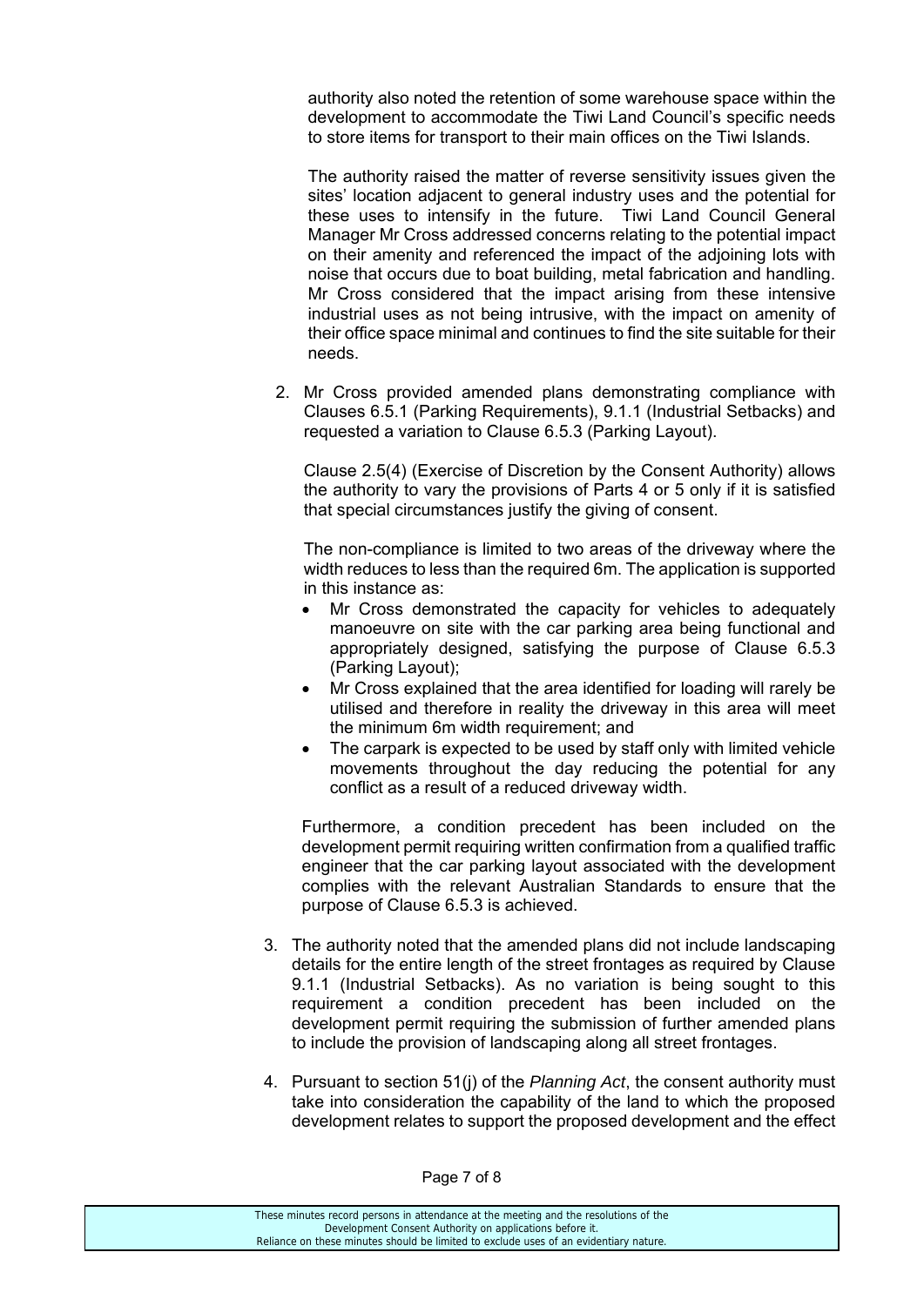authority also noted the retention of some warehouse space within the development to accommodate the Tiwi Land Council's specific needs to store items for transport to their main offices on the Tiwi Islands.

The authority raised the matter of reverse sensitivity issues given the sites' location adjacent to general industry uses and the potential for these uses to intensify in the future. Tiwi Land Council General Manager Mr Cross addressed concerns relating to the potential impact on their amenity and referenced the impact of the adjoining lots with noise that occurs due to boat building, metal fabrication and handling. Mr Cross considered that the impact arising from these intensive industrial uses as not being intrusive, with the impact on amenity of their office space minimal and continues to find the site suitable for their needs.

2. Mr Cross provided amended plans demonstrating compliance with Clauses 6.5.1 (Parking Requirements), 9.1.1 (Industrial Setbacks) and requested a variation to Clause 6.5.3 (Parking Layout).

   Clause 2.5(4) (Exercise of Discretion by the Consent Authority) allows the authority to vary the provisions of Parts 4 or 5 only if it is satisfied that special circumstances justify the giving of consent.

   The non-compliance is limited to two areas of the driveway where the width reduces to less than the required 6m. The application is supported in this instance as:

   - Mr Cross demonstrated the capacity for vehicles to adequately manoeuvre on site with the car parking area being functional and appropriately designed, satisfying the purpose of Clause 6.5.3 (Parking Layout);
   - Mr Cross explained that the area identified for loading will rarely be utilised and therefore in reality the driveway in this area will meet the minimum 6m width requirement; and
   - The carpark is expected to be used by staff only with limited vehicle movements throughout the day reducing the potential for any conflict as a result of a reduced driveway width.

   Furthermore, a condition precedent has been included on the development permit requiring written confirmation from a qualified traffic engineer that the car parking layout associated with the development complies with the relevant Australian Standards to ensure that the purpose of Clause 6.5.3 is achieved.

3. The authority noted that the amended plans did not include landscaping details for the entire length of the street frontages as required by Clause 9.1.1 (Industrial Setbacks). As no variation is being sought to this requirement a condition precedent has been included on the development permit requiring the submission of further amended plans to include the provision of landscaping along all street frontages.

4. Pursuant to section 51(j) of the *Planning Act*, the consent authority must take into consideration the capability of the land to which the proposed development relates to support the proposed development and the effect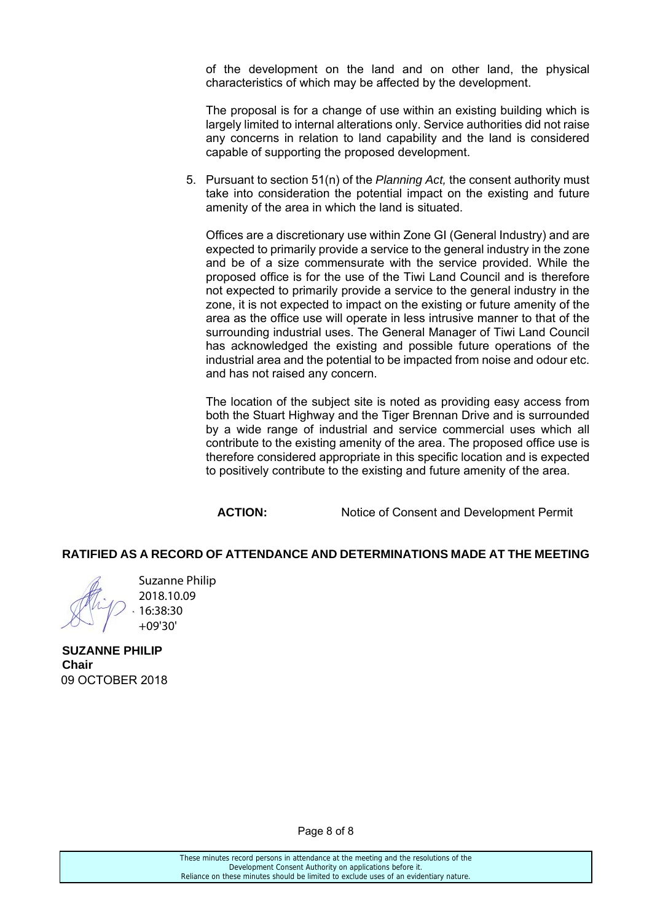of the development on the land and on other land, the physical characteristics of which may be affected by the development.

The proposal is for a change of use within an existing building which is largely limited to internal alterations only. Service authorities did not raise any concerns in relation to land capability and the land is considered capable of supporting the proposed development.

5. Pursuant to section 51(n) of the *Planning Act,* the consent authority must take into consideration the potential impact on the existing and future amenity of the area in which the land is situated.

   Offices are a discretionary use within Zone GI (General Industry) and are expected to primarily provide a service to the general industry in the zone and be of a size commensurate with the service provided. While the proposed office is for the use of the Tiwi Land Council and is therefore not expected to primarily provide a service to the general industry in the zone, it is not expected to impact on the existing or future amenity of the area as the office use will operate in less intrusive manner to that of the surrounding industrial uses. The General Manager of Tiwi Land Council has acknowledged the existing and possible future operations of the industrial area and the potential to be impacted from noise and odour etc. and has not raised any concern.

   The location of the subject site is noted as providing easy access from both the Stuart Highway and the Tiger Brennan Drive and is surrounded by a wide range of industrial and service commercial uses which all contribute to the existing amenity of the area. The proposed office use is therefore considered appropriate in this specific location and is expected to positively contribute to the existing and future amenity of the area.

**ACTION:** Notice of Consent and Development Permit

**RATIFIED AS A RECORD OF ATTENDANCE AND DETERMINATIONS MADE AT THE MEETING**

Suzanne Philip
2018.10.09
16:38:30
+09'30'

**SUZANNE PHILIP**
**Chair**
09 OCTOBER 2018

These minutes record persons in attendance at the meeting and the resolutions of the Development Consent Authority on applications before it.
Reliance on these minutes should be limited to exclude uses of an evidentiary nature.